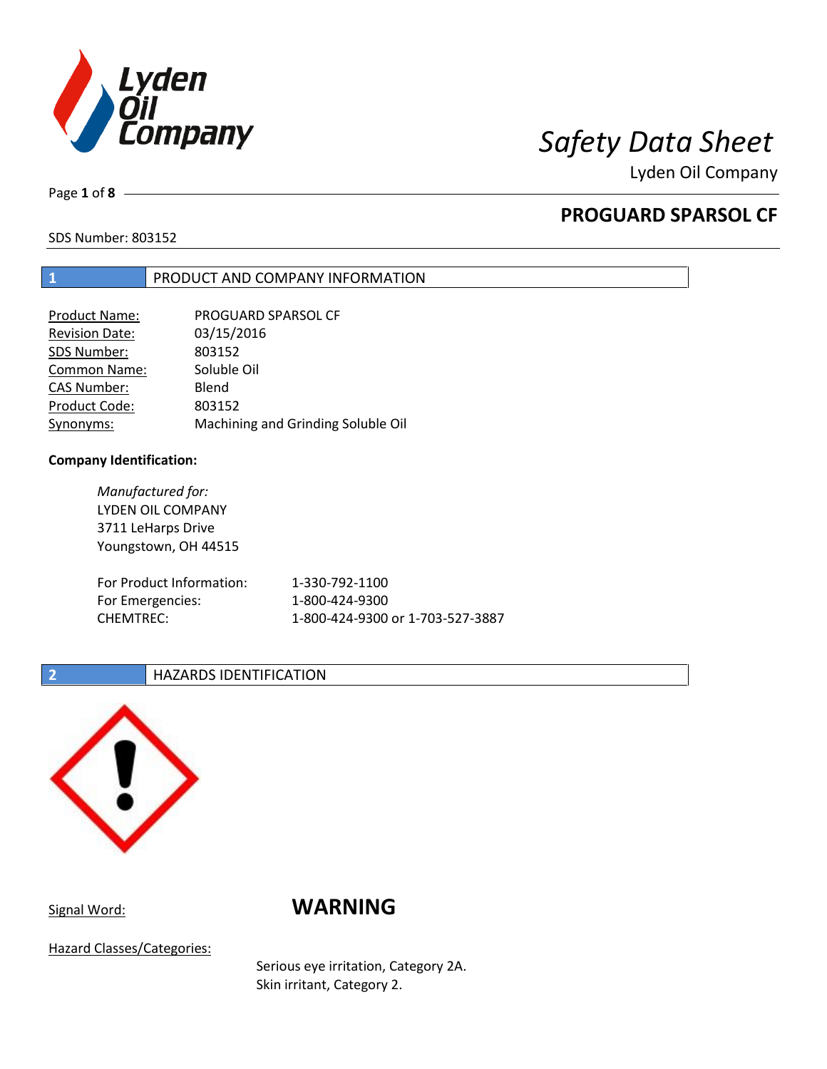# Safety Data Sheet

Lyden Oil Company

## PROGUARD SPARSOL CF

SDS Number: 803152

## 1 PRODUCT AND COMPANY INFORMATION

| | |
|---|---|
| Product Name: | PROGUARD SPARSOL CF |
| Revision Date: | 03/15/2016 |
| SDS Number: | 803152 |
| Common Name: | Soluble Oil |
| CAS Number: | Blend |
| Product Code: | 803152 |
| Synonyms: | Machining and Grinding Soluble Oil |

**Company Identification:**

*Manufactured for:*
LYDEN OIL COMPANY
3711 LeHarps Drive
Youngstown, OH 44515

| | |
|---|---|
| For Product Information: | 1-330-792-1100 |
| For Emergencies: | 1-800-424-9300 |
| CHEMTREC: | 1-800-424-9300 or 1-703-527-3887 |

## 2 HAZARDS IDENTIFICATION

Signal Word: **WARNING**

Hazard Classes/Categories:

Serious eye irritation, Category 2A.
Skin irritant, Category 2.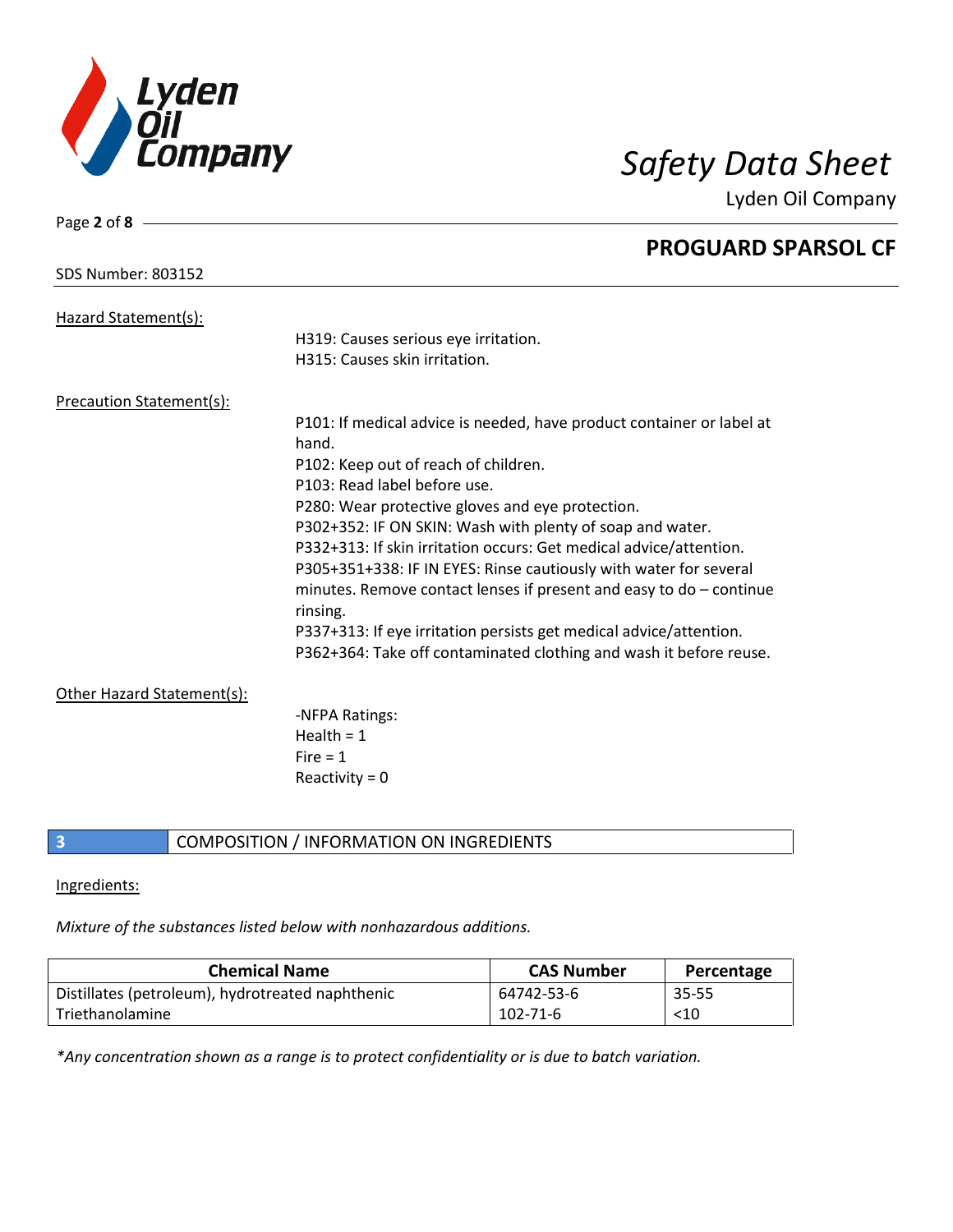Hazard Statement(s):

H319: Causes serious eye irritation.
H315: Causes skin irritation.

Precaution Statement(s):

P101: If medical advice is needed, have product container or label at hand.
P102: Keep out of reach of children.
P103: Read label before use.
P280: Wear protective gloves and eye protection.
P302+352: IF ON SKIN: Wash with plenty of soap and water.
P332+313: If skin irritation occurs: Get medical advice/attention.
P305+351+338: IF IN EYES: Rinse cautiously with water for several minutes. Remove contact lenses if present and easy to do – continue rinsing.
P337+313: If eye irritation persists get medical advice/attention.
P362+364: Take off contaminated clothing and wash it before reuse.

Other Hazard Statement(s):

-NFPA Ratings:
Health = 1
Fire = 1
Reactivity = 0

## 3 COMPOSITION / INFORMATION ON INGREDIENTS

Ingredients:

*Mixture of the substances listed below with nonhazardous additions.*

| Chemical Name | CAS Number | Percentage |
|---|---|---|
| Distillates (petroleum), hydrotreated naphthenic | 64742-53-6 | 35-55 |
| Triethanolamine | 102-71-6 | <10 |

*\*Any concentration shown as a range is to protect confidentiality or is due to batch variation.*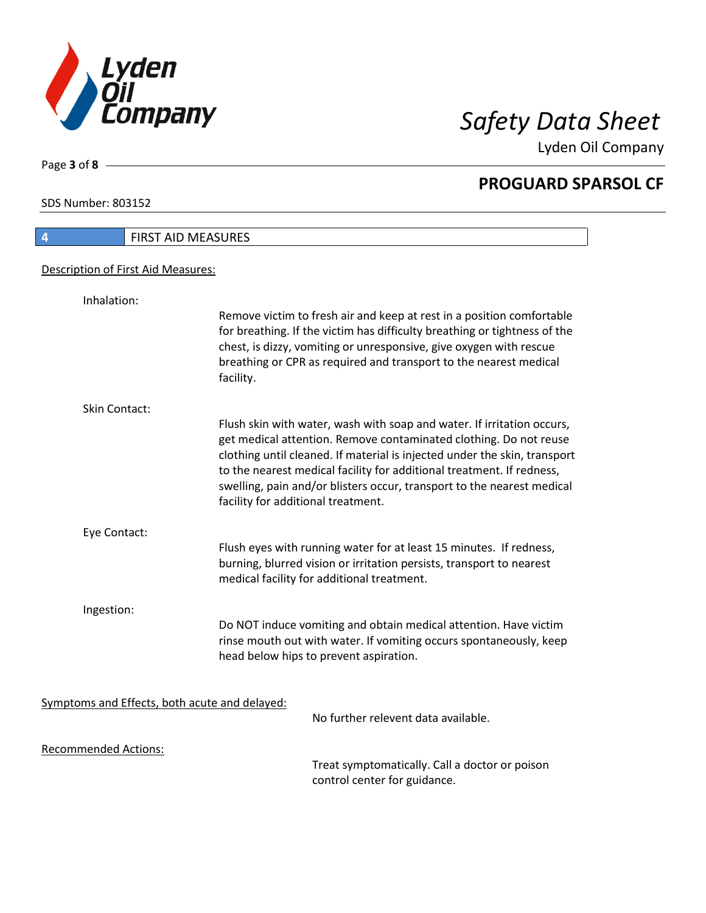## 4 FIRST AID MEASURES

Description of First Aid Measures:

**Inhalation:**

Remove victim to fresh air and keep at rest in a position comfortable for breathing. If the victim has difficulty breathing or tightness of the chest, is dizzy, vomiting or unresponsive, give oxygen with rescue breathing or CPR as required and transport to the nearest medical facility.

**Skin Contact:**

Flush skin with water, wash with soap and water. If irritation occurs, get medical attention. Remove contaminated clothing. Do not reuse clothing until cleaned. If material is injected under the skin, transport to the nearest medical facility for additional treatment. If redness, swelling, pain and/or blisters occur, transport to the nearest medical facility for additional treatment.

**Eye Contact:**

Flush eyes with running water for at least 15 minutes. If redness, burning, blurred vision or irritation persists, transport to nearest medical facility for additional treatment.

**Ingestion:**

Do NOT induce vomiting and obtain medical attention. Have victim rinse mouth out with water. If vomiting occurs spontaneously, keep head below hips to prevent aspiration.

Symptoms and Effects, both acute and delayed:

No further relevent data available.

Recommended Actions:

Treat symptomatically. Call a doctor or poison control center for guidance.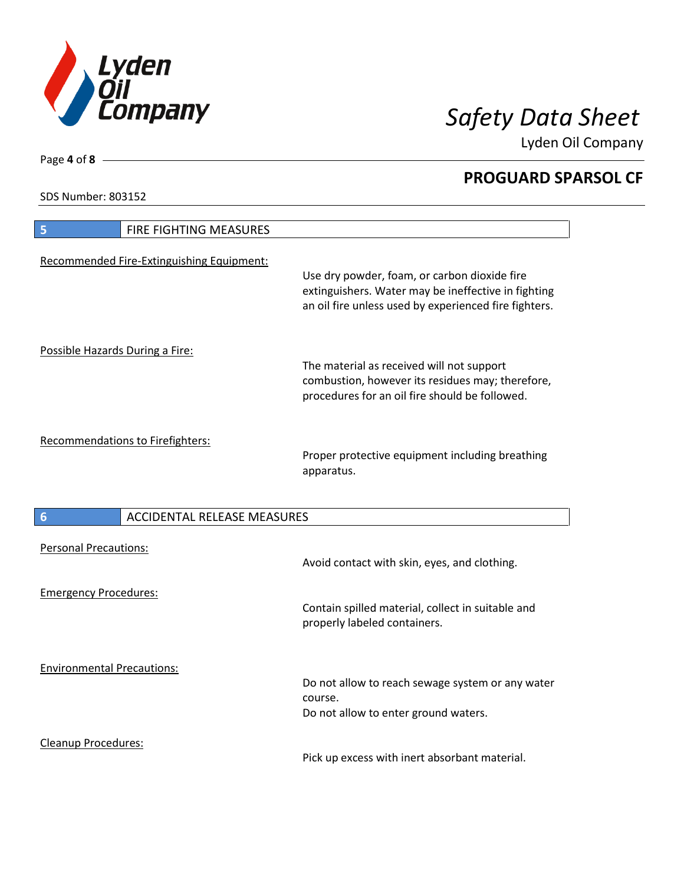## 5 FIRE FIGHTING MEASURES

Recommended Fire-Extinguishing Equipment:

Use dry powder, foam, or carbon dioxide fire extinguishers. Water may be ineffective in fighting an oil fire unless used by experienced fire fighters.

Possible Hazards During a Fire:

The material as received will not support combustion, however its residues may; therefore, procedures for an oil fire should be followed.

Recommendations to Firefighters:

Proper protective equipment including breathing apparatus.

## 6 ACCIDENTAL RELEASE MEASURES

Personal Precautions:

Avoid contact with skin, eyes, and clothing.

Emergency Procedures:

Contain spilled material, collect in suitable and properly labeled containers.

Environmental Precautions:

Do not allow to reach sewage system or any water course.
Do not allow to enter ground waters.

Cleanup Procedures:

Pick up excess with inert absorbant material.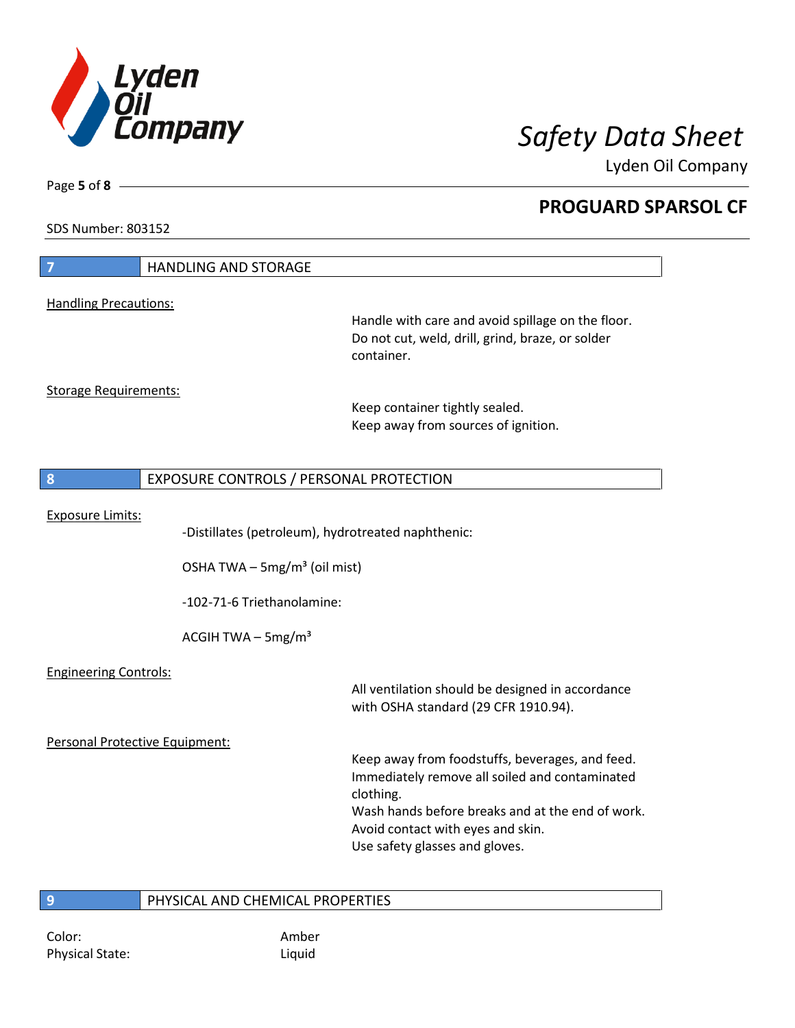## 7 HANDLING AND STORAGE

Handling Precautions:

Handle with care and avoid spillage on the floor.
Do not cut, weld, drill, grind, braze, or solder container.

Storage Requirements:

Keep container tightly sealed.
Keep away from sources of ignition.

## 8 EXPOSURE CONTROLS / PERSONAL PROTECTION

Exposure Limits:

-Distillates (petroleum), hydrotreated naphthenic:

OSHA TWA – 5mg/m³ (oil mist)

-102-71-6 Triethanolamine:

ACGIH TWA – 5mg/m³

Engineering Controls:

All ventilation should be designed in accordance with OSHA standard (29 CFR 1910.94).

Personal Protective Equipment:

Keep away from foodstuffs, beverages, and feed.
Immediately remove all soiled and contaminated clothing.
Wash hands before breaks and at the end of work.
Avoid contact with eyes and skin.
Use safety glasses and gloves.

## 9 PHYSICAL AND CHEMICAL PROPERTIES

| | |
|---|---|
| Color: | Amber |
| Physical State: | Liquid |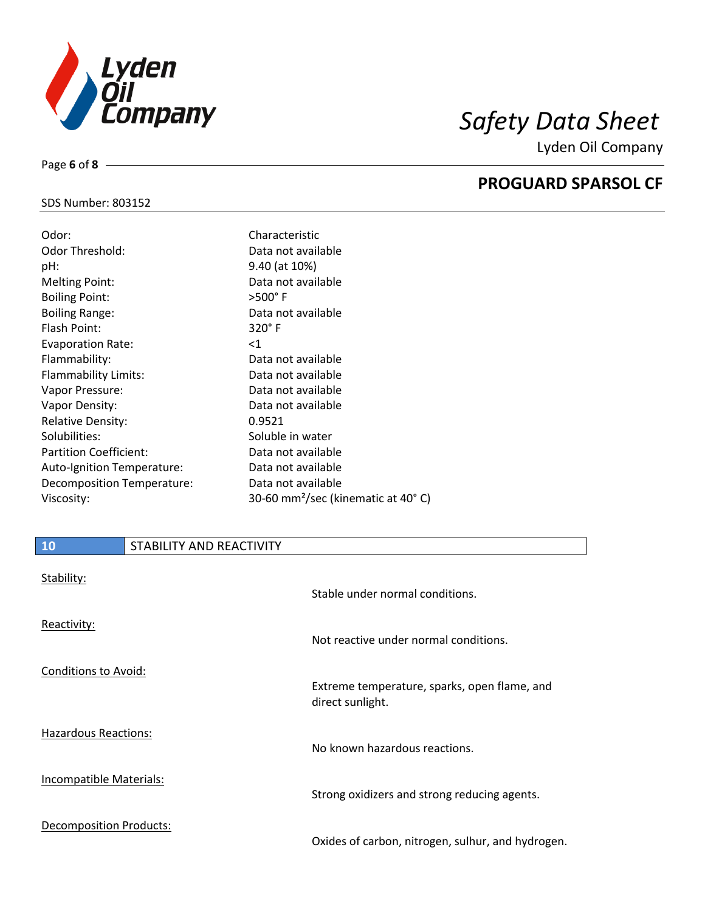| | |
|---|---|
| Odor: | Characteristic |
| Odor Threshold: | Data not available |
| pH: | 9.40 (at 10%) |
| Melting Point: | Data not available |
| Boiling Point: | >500° F |
| Boiling Range: | Data not available |
| Flash Point: | 320° F |
| Evaporation Rate: | <1 |
| Flammability: | Data not available |
| Flammability Limits: | Data not available |
| Vapor Pressure: | Data not available |
| Vapor Density: | Data not available |
| Relative Density: | 0.9521 |
| Solubilities: | Soluble in water |
| Partition Coefficient: | Data not available |
| Auto-Ignition Temperature: | Data not available |
| Decomposition Temperature: | Data not available |
| Viscosity: | 30-60 $mm^2$/sec (kinematic at 40° C) |

## 10 STABILITY AND REACTIVITY

Stability:

Stable under normal conditions.

Reactivity:

Not reactive under normal conditions.

Conditions to Avoid:

Extreme temperature, sparks, open flame, and direct sunlight.

Hazardous Reactions:

No known hazardous reactions.

Incompatible Materials:

Strong oxidizers and strong reducing agents.

Decomposition Products:

Oxides of carbon, nitrogen, sulhur, and hydrogen.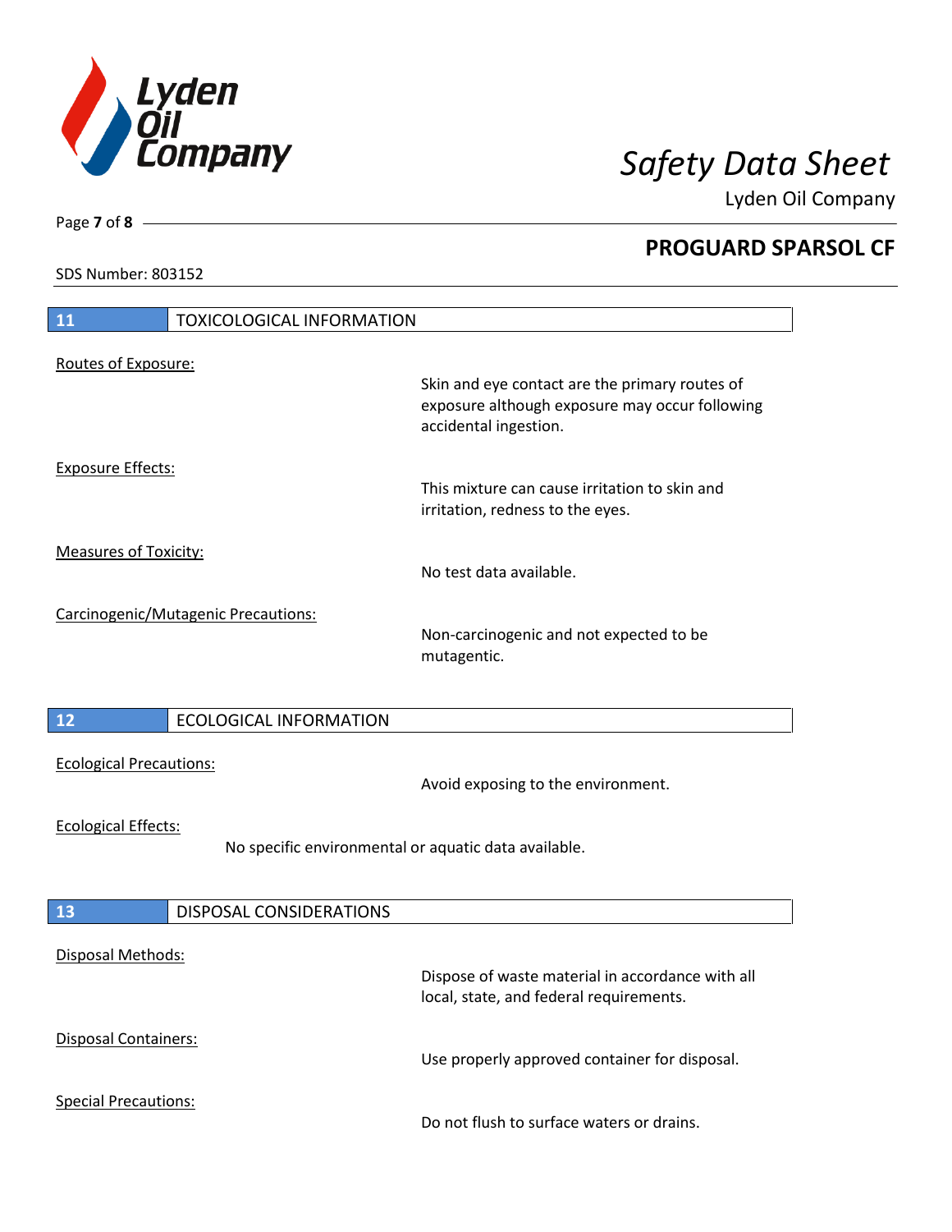## 11 TOXICOLOGICAL INFORMATION

Routes of Exposure:

Skin and eye contact are the primary routes of exposure although exposure may occur following accidental ingestion.

Exposure Effects:

This mixture can cause irritation to skin and irritation, redness to the eyes.

Measures of Toxicity:

No test data available.

Carcinogenic/Mutagenic Precautions:

Non-carcinogenic and not expected to be mutagentic.

## 12 ECOLOGICAL INFORMATION

Ecological Precautions:

Avoid exposing to the environment.

Ecological Effects:

No specific environmental or aquatic data available.

## 13 DISPOSAL CONSIDERATIONS

Disposal Methods:

Dispose of waste material in accordance with all local, state, and federal requirements.

Disposal Containers:

Use properly approved container for disposal.

Special Precautions:

Do not flush to surface waters or drains.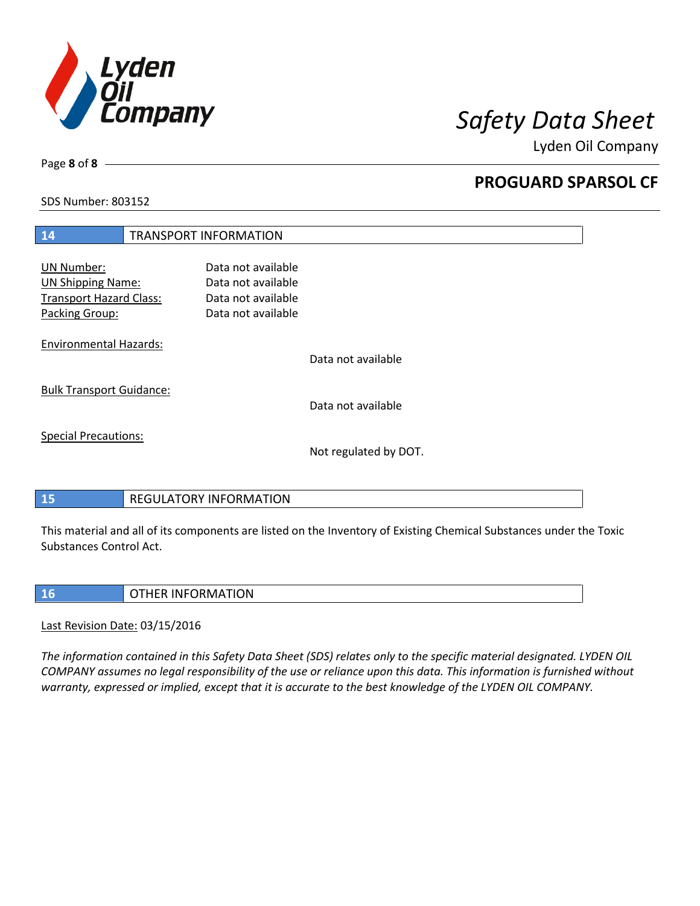## 14 TRANSPORT INFORMATION

UN Number: Data not available
UN Shipping Name: Data not available
Transport Hazard Class: Data not available
Packing Group: Data not available

Environmental Hazards:
Data not available

Bulk Transport Guidance:
Data not available

Special Precautions:
Not regulated by DOT.

## 15 REGULATORY INFORMATION

This material and all of its components are listed on the Inventory of Existing Chemical Substances under the Toxic Substances Control Act.

## 16 OTHER INFORMATION

Last Revision Date: 03/15/2016

*The information contained in this Safety Data Sheet (SDS) relates only to the specific material designated. LYDEN OIL COMPANY assumes no legal responsibility of the use or reliance upon this data. This information is furnished without warranty, expressed or implied, except that it is accurate to the best knowledge of the LYDEN OIL COMPANY.*